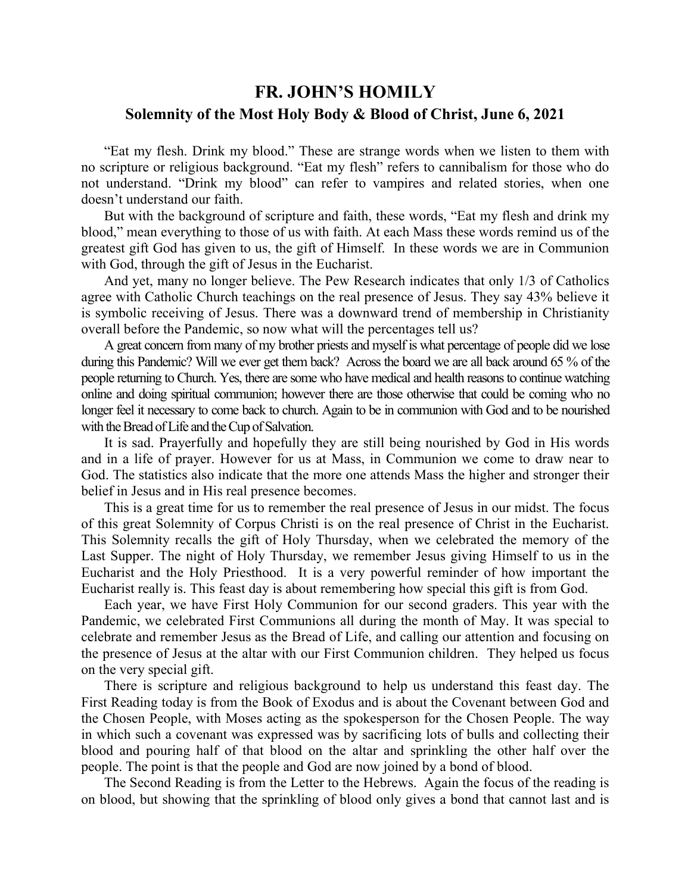# FR. JOHN'S HOMILY

## Solemnity of the Most Holy Body & Blood of Christ, June 6, 2021

"Eat my flesh. Drink my blood." These are strange words when we listen to them with no scripture or religious background. "Eat my flesh" refers to cannibalism for those who do not understand. "Drink my blood" can refer to vampires and related stories, when one doesn't understand our faith.

But with the background of scripture and faith, these words, "Eat my flesh and drink my blood," mean everything to those of us with faith. At each Mass these words remind us of the greatest gift God has given to us, the gift of Himself. In these words we are in Communion with God, through the gift of Jesus in the Eucharist.

And yet, many no longer believe. The Pew Research indicates that only 1/3 of Catholics agree with Catholic Church teachings on the real presence of Jesus. They say 43% believe it is symbolic receiving of Jesus. There was a downward trend of membership in Christianity overall before the Pandemic, so now what will the percentages tell us?

A great concern from many of my brother priests and myself is what percentage of people did we lose during this Pandemic? Will we ever get them back? Across the board we are all back around 65 % of the people returning to Church. Yes, there are some who have medical and health reasons to continue watching online and doing spiritual communion; however there are those otherwise that could be coming who no longer feel it necessary to come back to church. Again to be in communion with God and to be nourished with the Bread of Life and the Cup of Salvation.

It is sad. Prayerfully and hopefully they are still being nourished by God in His words and in a life of prayer. However for us at Mass, in Communion we come to draw near to God. The statistics also indicate that the more one attends Mass the higher and stronger their belief in Jesus and in His real presence becomes.

This is a great time for us to remember the real presence of Jesus in our midst. The focus of this great Solemnity of Corpus Christi is on the real presence of Christ in the Eucharist. This Solemnity recalls the gift of Holy Thursday, when we celebrated the memory of the Last Supper. The night of Holy Thursday, we remember Jesus giving Himself to us in the Eucharist and the Holy Priesthood. It is a very powerful reminder of how important the Eucharist really is. This feast day is about remembering how special this gift is from God.

Each year, we have First Holy Communion for our second graders. This year with the Pandemic, we celebrated First Communions all during the month of May. It was special to celebrate and remember Jesus as the Bread of Life, and calling our attention and focusing on the presence of Jesus at the altar with our First Communion children. They helped us focus on the very special gift.

There is scripture and religious background to help us understand this feast day. The First Reading today is from the Book of Exodus and is about the Covenant between God and the Chosen People, with Moses acting as the spokesperson for the Chosen People. The way in which such a covenant was expressed was by sacrificing lots of bulls and collecting their blood and pouring half of that blood on the altar and sprinkling the other half over the people. The point is that the people and God are now joined by a bond of blood.

The Second Reading is from the Letter to the Hebrews. Again the focus of the reading is on blood, but showing that the sprinkling of blood only gives a bond that cannot last and is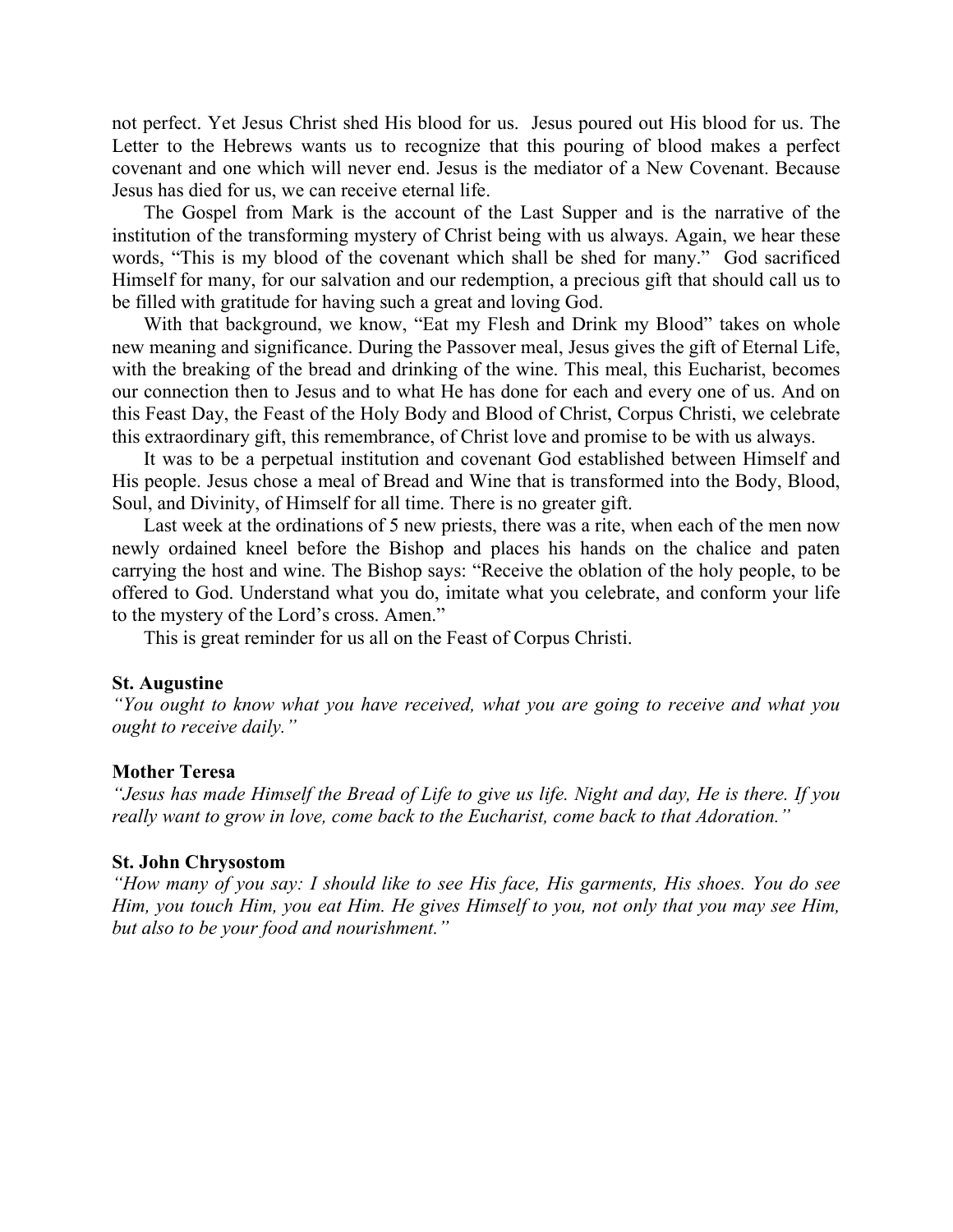not perfect. Yet Jesus Christ shed His blood for us. Jesus poured out His blood for us. The Letter to the Hebrews wants us to recognize that this pouring of blood makes a perfect covenant and one which will never end. Jesus is the mediator of a New Covenant. Because Jesus has died for us, we can receive eternal life.

The Gospel from Mark is the account of the Last Supper and is the narrative of the institution of the transforming mystery of Christ being with us always. Again, we hear these words, "This is my blood of the covenant which shall be shed for many." God sacrificed Himself for many, for our salvation and our redemption, a precious gift that should call us to be filled with gratitude for having such a great and loving God.

With that background, we know, "Eat my Flesh and Drink my Blood" takes on whole new meaning and significance. During the Passover meal, Jesus gives the gift of Eternal Life, with the breaking of the bread and drinking of the wine. This meal, this Eucharist, becomes our connection then to Jesus and to what He has done for each and every one of us. And on this Feast Day, the Feast of the Holy Body and Blood of Christ, Corpus Christi, we celebrate this extraordinary gift, this remembrance, of Christ love and promise to be with us always.

It was to be a perpetual institution and covenant God established between Himself and His people. Jesus chose a meal of Bread and Wine that is transformed into the Body, Blood, Soul, and Divinity, of Himself for all time. There is no greater gift.

Last week at the ordinations of 5 new priests, there was a rite, when each of the men now newly ordained kneel before the Bishop and places his hands on the chalice and paten carrying the host and wine. The Bishop says: "Receive the oblation of the holy people, to be offered to God. Understand what you do, imitate what you celebrate, and conform your life to the mystery of the Lord's cross. Amen."

This is great reminder for us all on the Feast of Corpus Christi.

**St. Augustine**

*"You ought to know what you have received, what you are going to receive and what you ought to receive daily."*

**Mother Teresa**

*"Jesus has made Himself the Bread of Life to give us life. Night and day, He is there. If you really want to grow in love, come back to the Eucharist, come back to that Adoration."*

**St. John Chrysostom**

*"How many of you say: I should like to see His face, His garments, His shoes. You do see Him, you touch Him, you eat Him. He gives Himself to you, not only that you may see Him, but also to be your food and nourishment."*